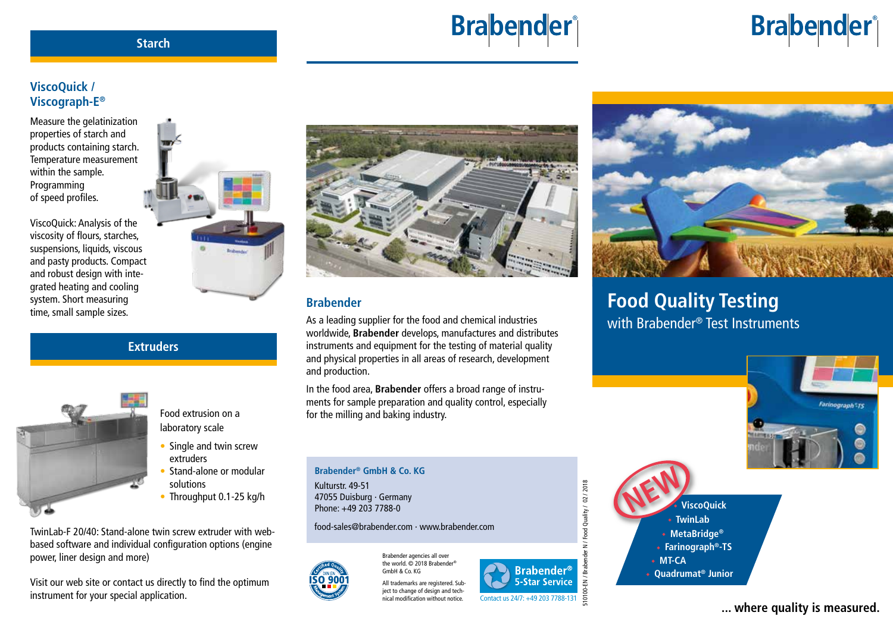## Starch

### ViscoQuick / Viscograph-E®

Measure the gelatinization properties of starch and products containing starch. Temperature measurement within the sample. Programming of speed profiles.

ViscoQuick: Analysis of the viscosity of flours, starches, suspensions, liquids, viscous and pasty products. Compact and robust design with integrated heating and cooling system. Short measuring time, small sample sizes.

## Extruders

Food extrusion on a laboratory scale

- Single and twin screw extruders
- Stand-alone or modular solutions
- Throughput 0.1-25 kg/h

TwinLab-F 20/40: Stand-alone twin screw extruder with web-based software and individual configuration options (engine power, liner design and more)

Visit our web site or contact us directly to find the optimum instrument for your special application.

Brabender®

### Brabender

As a leading supplier for the food and chemical industries worldwide, **Brabender** develops, manufactures and distributes instruments and equipment for the testing of material quality and physical properties in all areas of research, development and production.

In the food area, **Brabender** offers a broad range of instruments for sample preparation and quality control, especially for the milling and baking industry.

**Brabender® GmbH & Co. KG**
Kulturstr. 49-51
47055 Duisburg · Germany
Phone: +49 203 7788-0

food-sales@brabender.com · www.brabender.com

Certified Quality DIN EN ISO 9001 Management System

Brabender agencies all over the world. © 2018 Brabender® GmbH & Co. KG

All trademarks are registered. Subject to change of design and technical modification without notice.

Brabender® 5-Star Service
Contact us 24/7: +49 203 7788-131

510100-EN / Brabender N / Food Quality / 02 / 2018

Brabender®

# Food Quality Testing

with Brabender® Test Instruments

NEW

- ViscoQuick
- TwinLab
- MetaBridge®
- Farinograph®-TS
- MT-CA
- Quadrumat® Junior

**... where quality is measured.**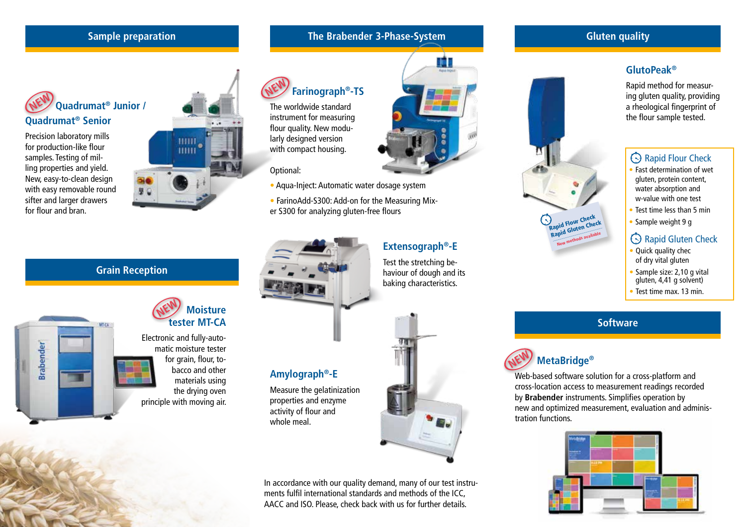## Sample preparation

NEW

### Quadrumat® Junior / Quadrumat® Senior

Precision laboratory mills for production-like flour samples. Testing of milling properties and yield. New, easy-to-clean design with easy removable round sifter and larger drawers for flour and bran.

## Grain Reception

NEW

### Moisture tester MT-CA

Electronic and fully-automatic moisture tester for grain, flour, tobacco and other materials using the drying oven principle with moving air.

## The Brabender 3-Phase-System

NEW

### Farinograph®-TS

The worldwide standard instrument for measuring flour quality. New modularly designed version with compact housing.

Optional:

- Aqua-Inject: Automatic water dosage system
- FarinoAdd-S300: Add-on for the Measuring Mixer S300 for analyzing gluten-free flours

### Extensograph®-E

Test the stretching behaviour of dough and its baking characteristics.

### Amylograph®-E

Measure the gelatinization properties and enzyme activity of flour and whole meal.

In accordance with our quality demand, many of our test instruments fulfil international standards and methods of the ICC, AACC and ISO. Please, check back with us for further details.

## Gluten quality

### GlutoPeak®

Rapid method for measuring gluten quality, providing a rheological fingerprint of the flour sample tested.

Rapid Flour Check
Rapid Gluten Check
New methods available

#### Rapid Flour Check

- Fast determination of wet gluten, protein content, water absorption and w-value with one test
- Test time less than 5 min
- Sample weight 9 g

#### Rapid Gluten Check

- Quick quality chec of dry vital gluten
- Sample size: 2,10 g vital gluten, 4,41 g solvent)
- Test time max. 13 min.

## Software

NEW

### MetaBridge®

Web-based software solution for a cross-platform and cross-location access to measurement readings recorded by **Brabender** instruments. Simplifies operation by new and optimized measurement, evaluation and administration functions.